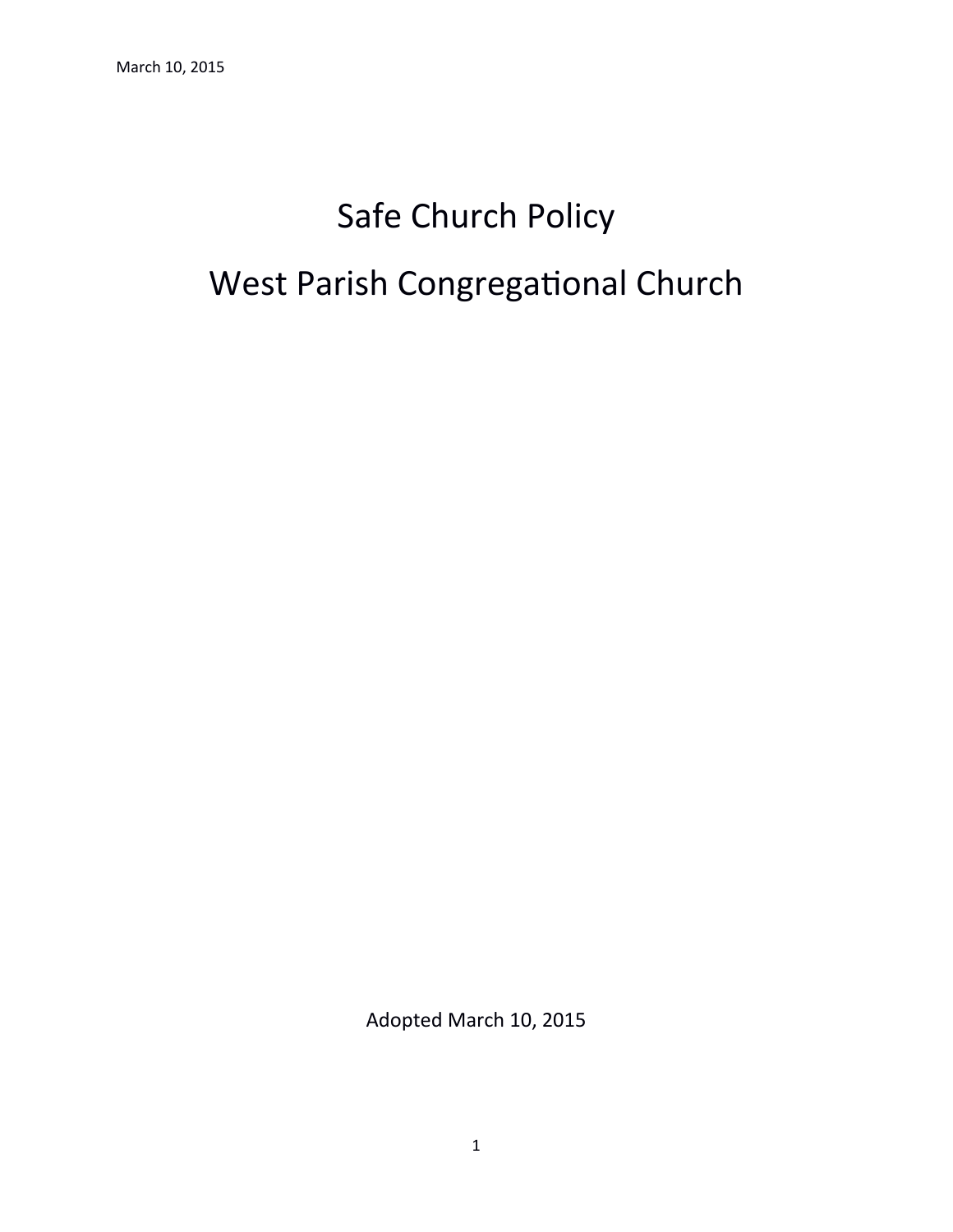# Safe Church Policy

# West Parish Congregational Church

Adopted March 10, 2015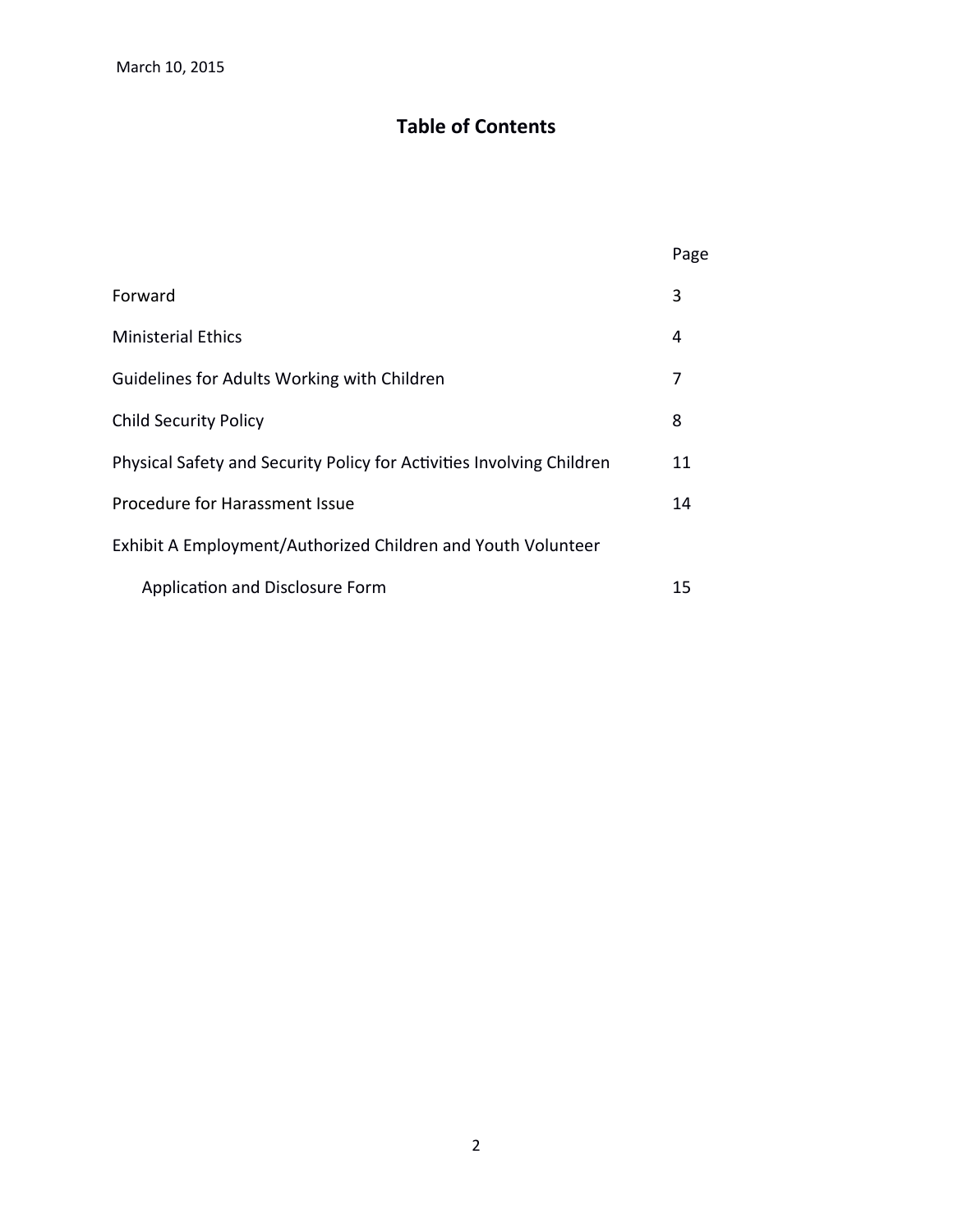March 10, 2015

# Table of Contents

| | Page |
|---|---|
| Forward | 3 |
| Ministerial Ethics | 4 |
| Guidelines for Adults Working with Children | 7 |
| Child Security Policy | 8 |
| Physical Safety and Security Policy for Activities Involving Children | 11 |
| Procedure for Harassment Issue | 14 |
| Exhibit A Employment/Authorized Children and Youth Volunteer Application and Disclosure Form | 15 |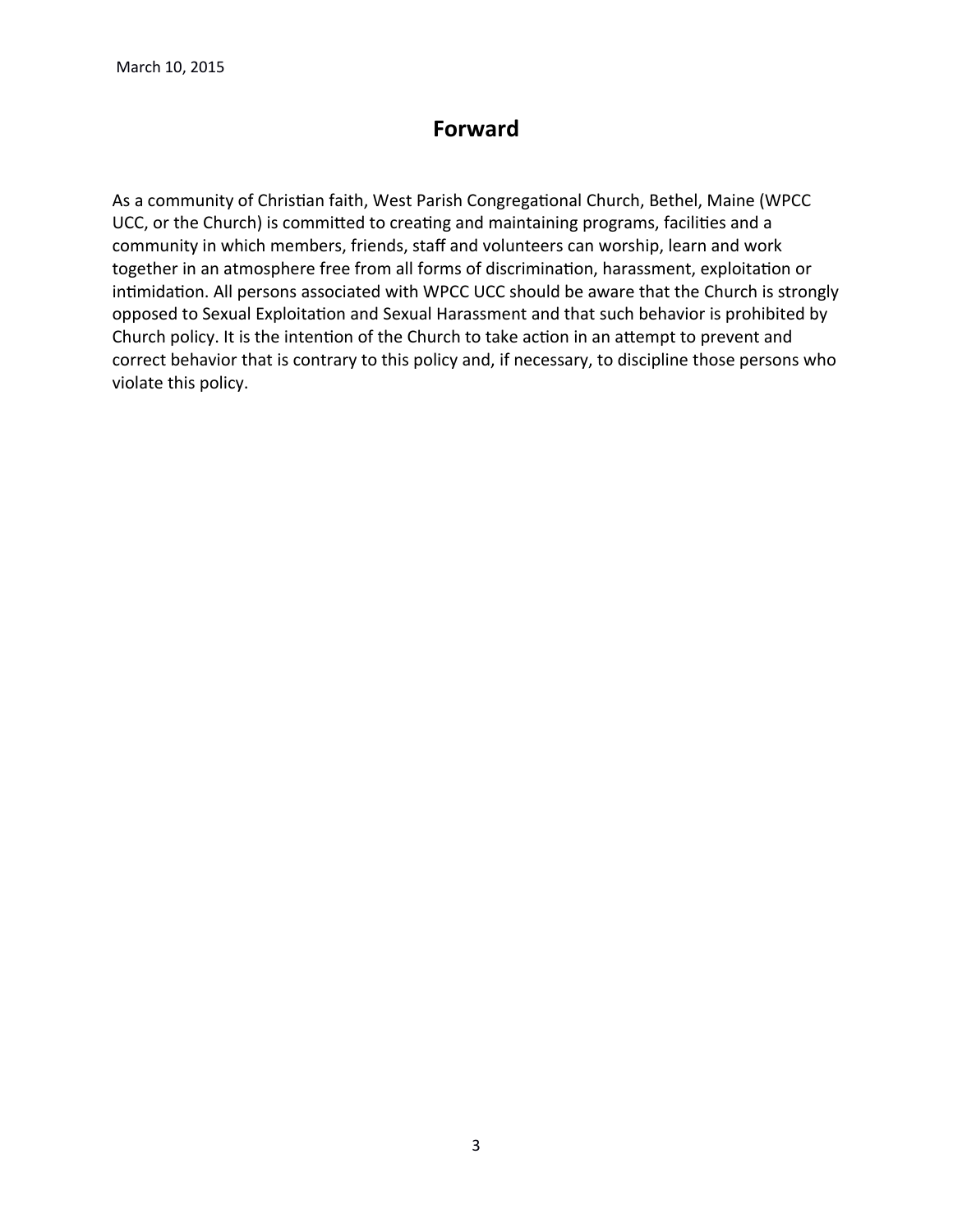March 10, 2015

## Forward

As a community of Christian faith, West Parish Congregational Church, Bethel, Maine (WPCC UCC, or the Church) is committed to creating and maintaining programs, facilities and a community in which members, friends, staff and volunteers can worship, learn and work together in an atmosphere free from all forms of discrimination, harassment, exploitation or intimidation. All persons associated with WPCC UCC should be aware that the Church is strongly opposed to Sexual Exploitation and Sexual Harassment and that such behavior is prohibited by Church policy. It is the intention of the Church to take action in an attempt to prevent and correct behavior that is contrary to this policy and, if necessary, to discipline those persons who violate this policy.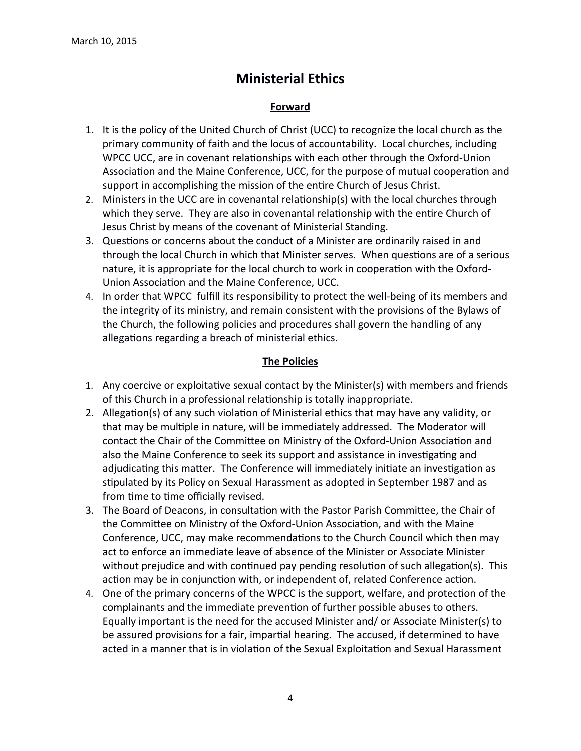March 10, 2015

# Ministerial Ethics

## Forward

1. It is the policy of the United Church of Christ (UCC) to recognize the local church as the primary community of faith and the locus of accountability. Local churches, including WPCC UCC, are in covenant relationships with each other through the Oxford-Union Association and the Maine Conference, UCC, for the purpose of mutual cooperation and support in accomplishing the mission of the entire Church of Jesus Christ.
2. Ministers in the UCC are in covenantal relationship(s) with the local churches through which they serve. They are also in covenantal relationship with the entire Church of Jesus Christ by means of the covenant of Ministerial Standing.
3. Questions or concerns about the conduct of a Minister are ordinarily raised in and through the local Church in which that Minister serves. When questions are of a serious nature, it is appropriate for the local church to work in cooperation with the Oxford-Union Association and the Maine Conference, UCC.
4. In order that WPCC fulfill its responsibility to protect the well-being of its members and the integrity of its ministry, and remain consistent with the provisions of the Bylaws of the Church, the following policies and procedures shall govern the handling of any allegations regarding a breach of ministerial ethics.

## The Policies

1. Any coercive or exploitative sexual contact by the Minister(s) with members and friends of this Church in a professional relationship is totally inappropriate.
2. Allegation(s) of any such violation of Ministerial ethics that may have any validity, or that may be multiple in nature, will be immediately addressed. The Moderator will contact the Chair of the Committee on Ministry of the Oxford-Union Association and also the Maine Conference to seek its support and assistance in investigating and adjudicating this matter. The Conference will immediately initiate an investigation as stipulated by its Policy on Sexual Harassment as adopted in September 1987 and as from time to time officially revised.
3. The Board of Deacons, in consultation with the Pastor Parish Committee, the Chair of the Committee on Ministry of the Oxford-Union Association, and with the Maine Conference, UCC, may make recommendations to the Church Council which then may act to enforce an immediate leave of absence of the Minister or Associate Minister without prejudice and with continued pay pending resolution of such allegation(s). This action may be in conjunction with, or independent of, related Conference action.
4. One of the primary concerns of the WPCC is the support, welfare, and protection of the complainants and the immediate prevention of further possible abuses to others. Equally important is the need for the accused Minister and/ or Associate Minister(s) to be assured provisions for a fair, impartial hearing. The accused, if determined to have acted in a manner that is in violation of the Sexual Exploitation and Sexual Harassment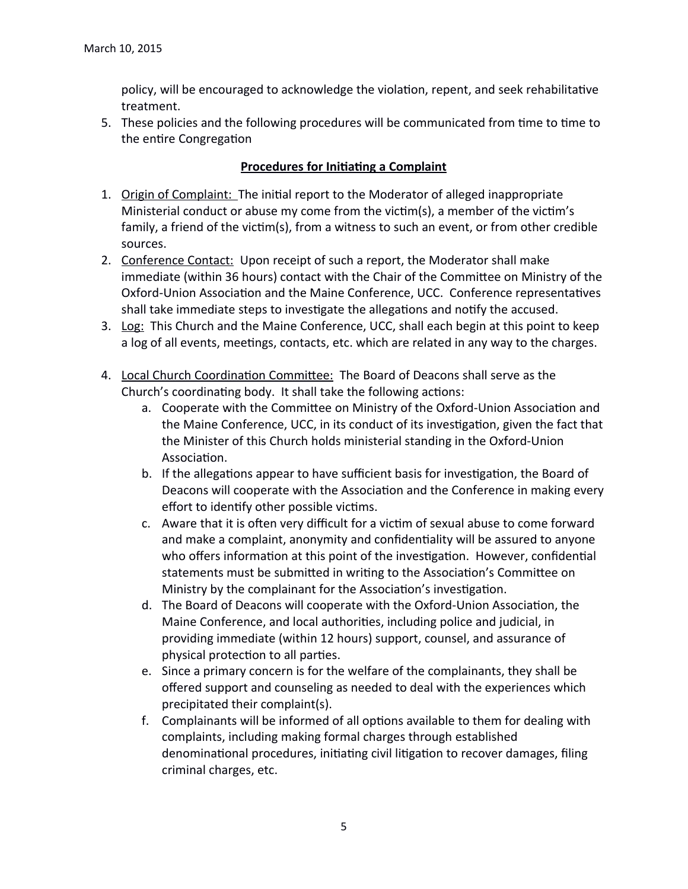policy, will be encouraged to acknowledge the violation, repent, and seek rehabilitative treatment.

5. These policies and the following procedures will be communicated from time to time to the entire Congregation

## Procedures for Initiating a Complaint

1. Origin of Complaint: The initial report to the Moderator of alleged inappropriate Ministerial conduct or abuse my come from the victim(s), a member of the victim's family, a friend of the victim(s), from a witness to such an event, or from other credible sources.
2. Conference Contact: Upon receipt of such a report, the Moderator shall make immediate (within 36 hours) contact with the Chair of the Committee on Ministry of the Oxford-Union Association and the Maine Conference, UCC. Conference representatives shall take immediate steps to investigate the allegations and notify the accused.
3. Log: This Church and the Maine Conference, UCC, shall each begin at this point to keep a log of all events, meetings, contacts, etc. which are related in any way to the charges.
4. Local Church Coordination Committee: The Board of Deacons shall serve as the Church's coordinating body. It shall take the following actions:
    a. Cooperate with the Committee on Ministry of the Oxford-Union Association and the Maine Conference, UCC, in its conduct of its investigation, given the fact that the Minister of this Church holds ministerial standing in the Oxford-Union Association.
    b. If the allegations appear to have sufficient basis for investigation, the Board of Deacons will cooperate with the Association and the Conference in making every effort to identify other possible victims.
    c. Aware that it is often very difficult for a victim of sexual abuse to come forward and make a complaint, anonymity and confidentiality will be assured to anyone who offers information at this point of the investigation. However, confidential statements must be submitted in writing to the Association's Committee on Ministry by the complainant for the Association's investigation.
    d. The Board of Deacons will cooperate with the Oxford-Union Association, the Maine Conference, and local authorities, including police and judicial, in providing immediate (within 12 hours) support, counsel, and assurance of physical protection to all parties.
    e. Since a primary concern is for the welfare of the complainants, they shall be offered support and counseling as needed to deal with the experiences which precipitated their complaint(s).
    f. Complainants will be informed of all options available to them for dealing with complaints, including making formal charges through established denominational procedures, initiating civil litigation to recover damages, filing criminal charges, etc.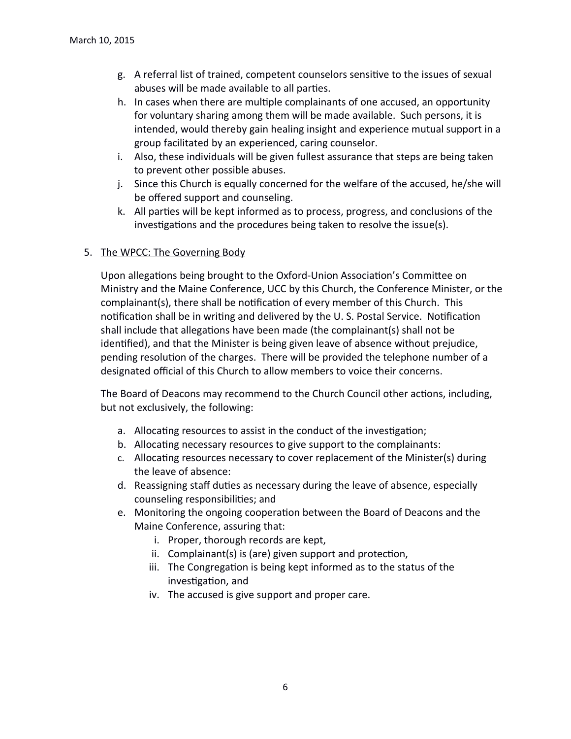g. A referral list of trained, competent counselors sensitive to the issues of sexual abuses will be made available to all parties.
h. In cases when there are multiple complainants of one accused, an opportunity for voluntary sharing among them will be made available. Such persons, it is intended, would thereby gain healing insight and experience mutual support in a group facilitated by an experienced, caring counselor.
i. Also, these individuals will be given fullest assurance that steps are being taken to prevent other possible abuses.
j. Since this Church is equally concerned for the welfare of the accused, he/she will be offered support and counseling.
k. All parties will be kept informed as to process, progress, and conclusions of the investigations and the procedures being taken to resolve the issue(s).

5. <u>The WPCC: The Governing Body</u>

   Upon allegations being brought to the Oxford-Union Association's Committee on Ministry and the Maine Conference, UCC by this Church, the Conference Minister, or the complainant(s), there shall be notification of every member of this Church. This notification shall be in writing and delivered by the U. S. Postal Service. Notification shall include that allegations have been made (the complainant(s) shall not be identified), and that the Minister is being given leave of absence without prejudice, pending resolution of the charges. There will be provided the telephone number of a designated official of this Church to allow members to voice their concerns.

   The Board of Deacons may recommend to the Church Council other actions, including, but not exclusively, the following:

   a. Allocating resources to assist in the conduct of the investigation;
   b. Allocating necessary resources to give support to the complainants:
   c. Allocating resources necessary to cover replacement of the Minister(s) during the leave of absence:
   d. Reassigning staff duties as necessary during the leave of absence, especially counseling responsibilities; and
   e. Monitoring the ongoing cooperation between the Board of Deacons and the Maine Conference, assuring that:
      i. Proper, thorough records are kept,
      ii. Complainant(s) is (are) given support and protection,
      iii. The Congregation is being kept informed as to the status of the investigation, and
      iv. The accused is give support and proper care.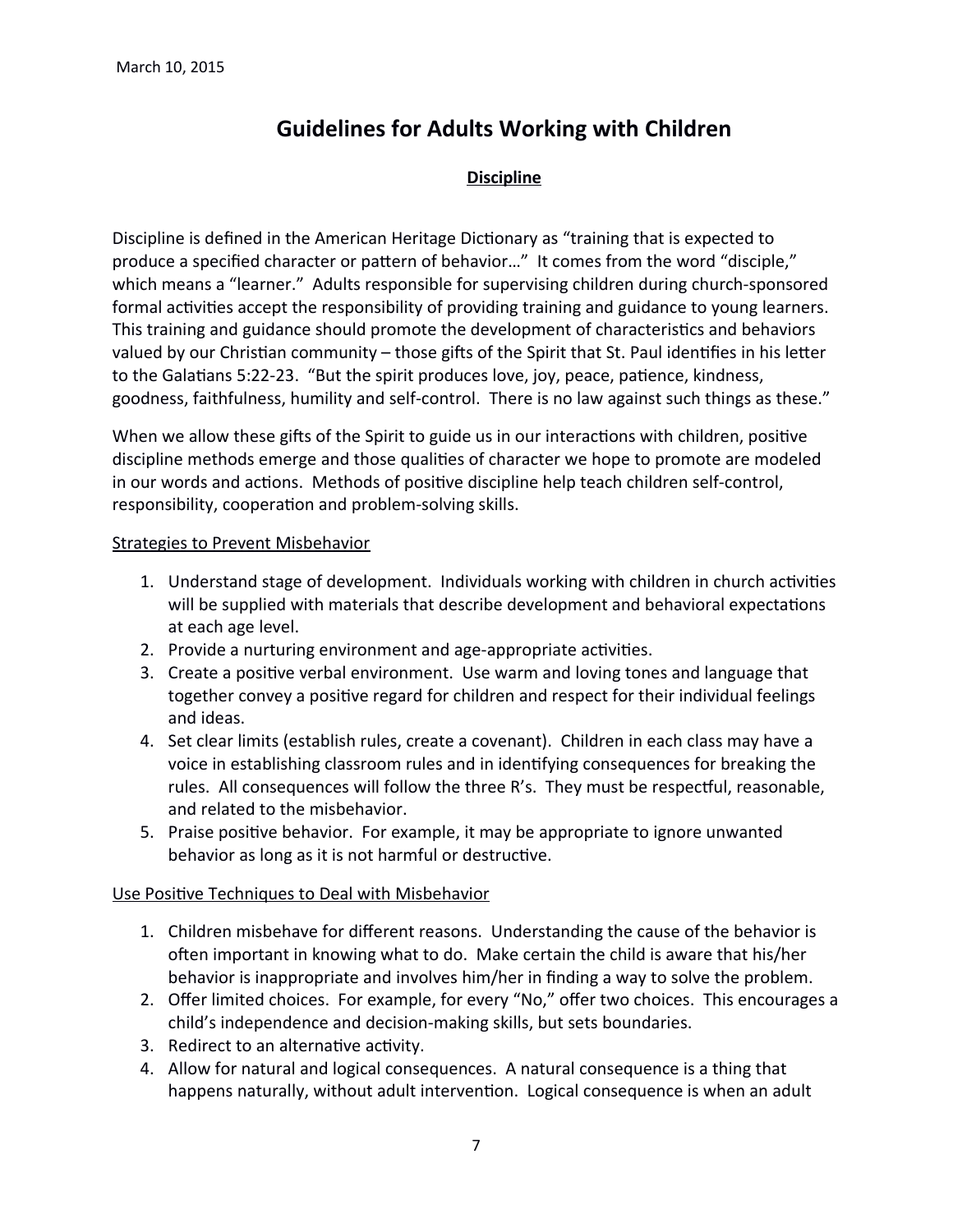March 10, 2015

# Guidelines for Adults Working with Children

## Discipline

Discipline is defined in the American Heritage Dictionary as "training that is expected to produce a specified character or pattern of behavior…" It comes from the word "disciple," which means a "learner." Adults responsible for supervising children during church-sponsored formal activities accept the responsibility of providing training and guidance to young learners. This training and guidance should promote the development of characteristics and behaviors valued by our Christian community – those gifts of the Spirit that St. Paul identifies in his letter to the Galatians 5:22-23. "But the spirit produces love, joy, peace, patience, kindness, goodness, faithfulness, humility and self-control. There is no law against such things as these."

When we allow these gifts of the Spirit to guide us in our interactions with children, positive discipline methods emerge and those qualities of character we hope to promote are modeled in our words and actions. Methods of positive discipline help teach children self-control, responsibility, cooperation and problem-solving skills.

<u>Strategies to Prevent Misbehavior</u>

1. Understand stage of development. Individuals working with children in church activities will be supplied with materials that describe development and behavioral expectations at each age level.
2. Provide a nurturing environment and age-appropriate activities.
3. Create a positive verbal environment. Use warm and loving tones and language that together convey a positive regard for children and respect for their individual feelings and ideas.
4. Set clear limits (establish rules, create a covenant). Children in each class may have a voice in establishing classroom rules and in identifying consequences for breaking the rules. All consequences will follow the three R's. They must be respectful, reasonable, and related to the misbehavior.
5. Praise positive behavior. For example, it may be appropriate to ignore unwanted behavior as long as it is not harmful or destructive.

<u>Use Positive Techniques to Deal with Misbehavior</u>

1. Children misbehave for different reasons. Understanding the cause of the behavior is often important in knowing what to do. Make certain the child is aware that his/her behavior is inappropriate and involves him/her in finding a way to solve the problem.
2. Offer limited choices. For example, for every "No," offer two choices. This encourages a child's independence and decision-making skills, but sets boundaries.
3. Redirect to an alternative activity.
4. Allow for natural and logical consequences. A natural consequence is a thing that happens naturally, without adult intervention. Logical consequence is when an adult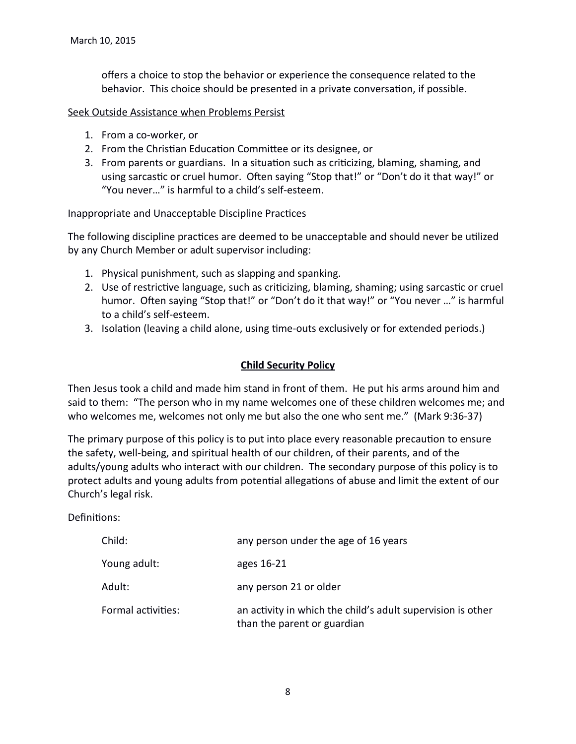offers a choice to stop the behavior or experience the consequence related to the behavior. This choice should be presented in a private conversation, if possible.

<u>Seek Outside Assistance when Problems Persist</u>

1. From a co-worker, or
2. From the Christian Education Committee or its designee, or
3. From parents or guardians. In a situation such as criticizing, blaming, shaming, and using sarcastic or cruel humor. Often saying "Stop that!" or "Don't do it that way!" or "You never…" is harmful to a child's self-esteem.

<u>Inappropriate and Unacceptable Discipline Practices</u>

The following discipline practices are deemed to be unacceptable and should never be utilized by any Church Member or adult supervisor including:

1. Physical punishment, such as slapping and spanking.
2. Use of restrictive language, such as criticizing, blaming, shaming; using sarcastic or cruel humor. Often saying "Stop that!" or "Don't do it that way!" or "You never …" is harmful to a child's self-esteem.
3. Isolation (leaving a child alone, using time-outs exclusively or for extended periods.)

## Child Security Policy

Then Jesus took a child and made him stand in front of them. He put his arms around him and said to them: "The person who in my name welcomes one of these children welcomes me; and who welcomes me, welcomes not only me but also the one who sent me." (Mark 9:36-37)

The primary purpose of this policy is to put into place every reasonable precaution to ensure the safety, well-being, and spiritual health of our children, of their parents, and of the adults/young adults who interact with our children. The secondary purpose of this policy is to protect adults and young adults from potential allegations of abuse and limit the extent of our Church's legal risk.

Definitions:

| | |
|---|---|
| Child: | any person under the age of 16 years |
| Young adult: | ages 16-21 |
| Adult: | any person 21 or older |
| Formal activities: | an activity in which the child's adult supervision is other than the parent or guardian |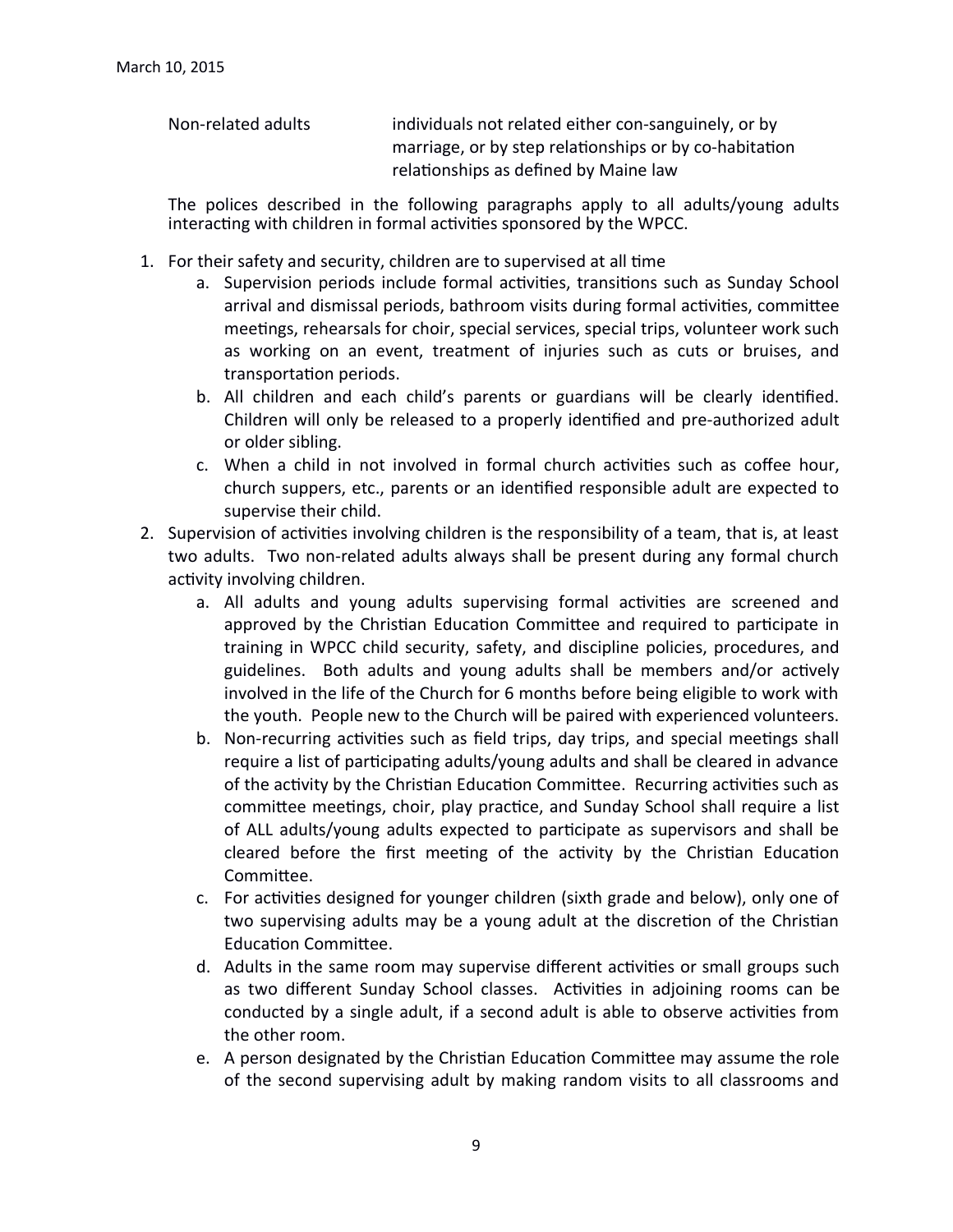March 10, 2015

| | |
|---|---|
| Non-related adults | individuals not related either con-sanguinely, or by marriage, or by step relationships or by co-habitation relationships as defined by Maine law |

The polices described in the following paragraphs apply to all adults/young adults interacting with children in formal activities sponsored by the WPCC.

1. For their safety and security, children are to supervised at all time
   a. Supervision periods include formal activities, transitions such as Sunday School arrival and dismissal periods, bathroom visits during formal activities, committee meetings, rehearsals for choir, special services, special trips, volunteer work such as working on an event, treatment of injuries such as cuts or bruises, and transportation periods.
   b. All children and each child's parents or guardians will be clearly identified. Children will only be released to a properly identified and pre-authorized adult or older sibling.
   c. When a child in not involved in formal church activities such as coffee hour, church suppers, etc., parents or an identified responsible adult are expected to supervise their child.
2. Supervision of activities involving children is the responsibility of a team, that is, at least two adults. Two non-related adults always shall be present during any formal church activity involving children.
   a. All adults and young adults supervising formal activities are screened and approved by the Christian Education Committee and required to participate in training in WPCC child security, safety, and discipline policies, procedures, and guidelines. Both adults and young adults shall be members and/or actively involved in the life of the Church for 6 months before being eligible to work with the youth. People new to the Church will be paired with experienced volunteers.
   b. Non-recurring activities such as field trips, day trips, and special meetings shall require a list of participating adults/young adults and shall be cleared in advance of the activity by the Christian Education Committee. Recurring activities such as committee meetings, choir, play practice, and Sunday School shall require a list of ALL adults/young adults expected to participate as supervisors and shall be cleared before the first meeting of the activity by the Christian Education Committee.
   c. For activities designed for younger children (sixth grade and below), only one of two supervising adults may be a young adult at the discretion of the Christian Education Committee.
   d. Adults in the same room may supervise different activities or small groups such as two different Sunday School classes. Activities in adjoining rooms can be conducted by a single adult, if a second adult is able to observe activities from the other room.
   e. A person designated by the Christian Education Committee may assume the role of the second supervising adult by making random visits to all classrooms and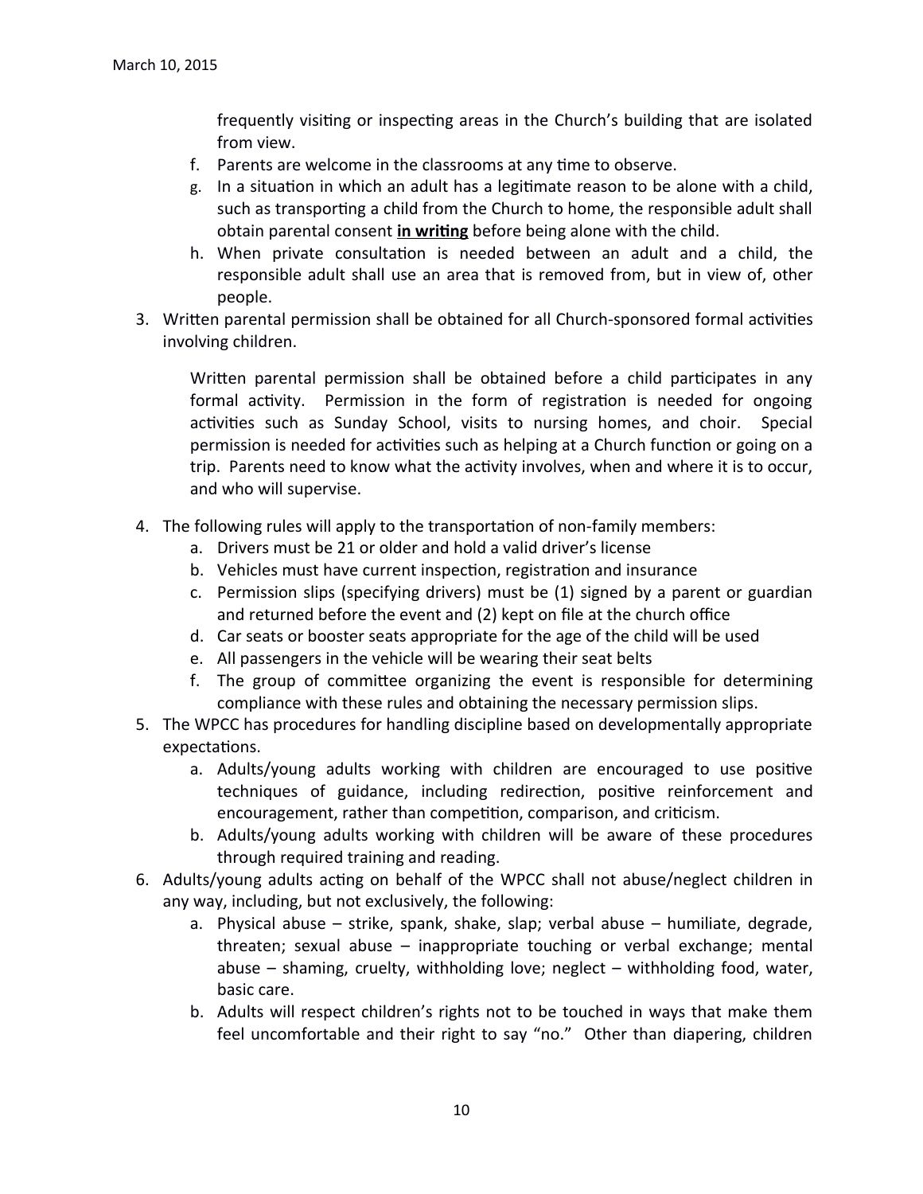frequently visiting or inspecting areas in the Church's building that are isolated from view.

f. Parents are welcome in the classrooms at any time to observe.
g. In a situation in which an adult has a legitimate reason to be alone with a child, such as transporting a child from the Church to home, the responsible adult shall obtain parental consent **<u>in writing</u>** before being alone with the child.
h. When private consultation is needed between an adult and a child, the responsible adult shall use an area that is removed from, but in view of, other people.

3. Written parental permission shall be obtained for all Church-sponsored formal activities involving children.

   Written parental permission shall be obtained before a child participates in any formal activity. Permission in the form of registration is needed for ongoing activities such as Sunday School, visits to nursing homes, and choir. Special permission is needed for activities such as helping at a Church function or going on a trip. Parents need to know what the activity involves, when and where it is to occur, and who will supervise.

4. The following rules will apply to the transportation of non-family members:
   a. Drivers must be 21 or older and hold a valid driver's license
   b. Vehicles must have current inspection, registration and insurance
   c. Permission slips (specifying drivers) must be (1) signed by a parent or guardian and returned before the event and (2) kept on file at the church office
   d. Car seats or booster seats appropriate for the age of the child will be used
   e. All passengers in the vehicle will be wearing their seat belts
   f. The group of committee organizing the event is responsible for determining compliance with these rules and obtaining the necessary permission slips.
5. The WPCC has procedures for handling discipline based on developmentally appropriate expectations.
   a. Adults/young adults working with children are encouraged to use positive techniques of guidance, including redirection, positive reinforcement and encouragement, rather than competition, comparison, and criticism.
   b. Adults/young adults working with children will be aware of these procedures through required training and reading.
6. Adults/young adults acting on behalf of the WPCC shall not abuse/neglect children in any way, including, but not exclusively, the following:
   a. Physical abuse – strike, spank, shake, slap; verbal abuse – humiliate, degrade, threaten; sexual abuse – inappropriate touching or verbal exchange; mental abuse – shaming, cruelty, withholding love; neglect – withholding food, water, basic care.
   b. Adults will respect children's rights not to be touched in ways that make them feel uncomfortable and their right to say "no." Other than diapering, children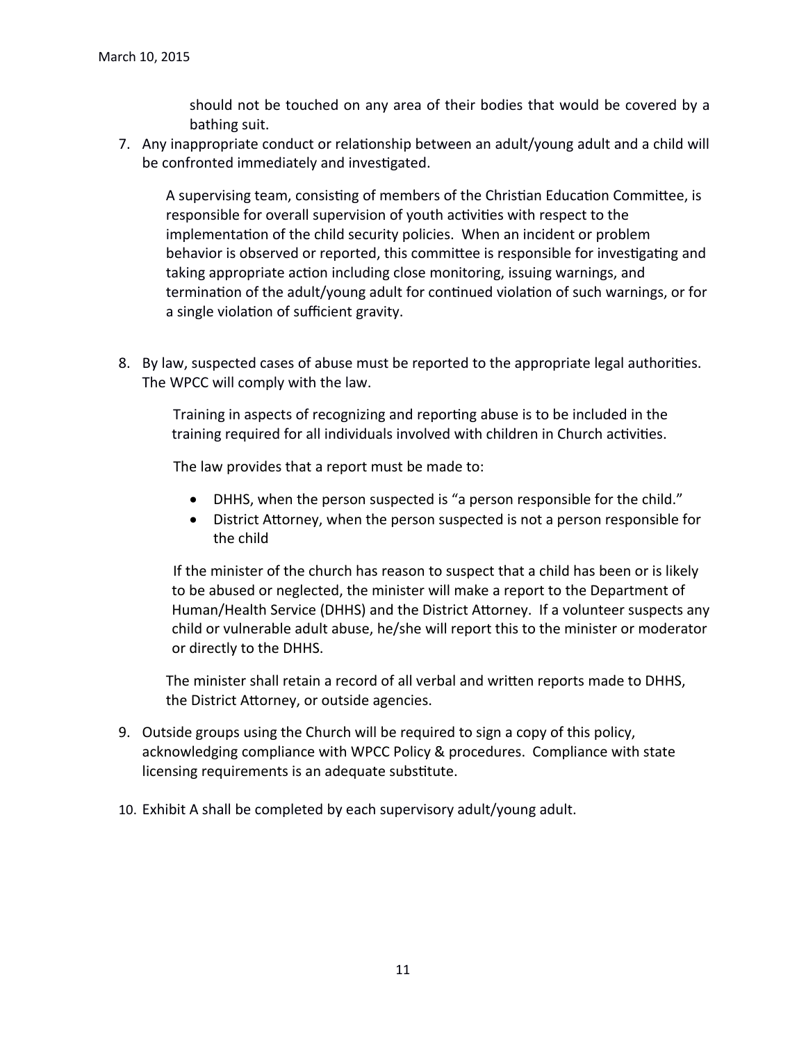should not be touched on any area of their bodies that would be covered by a bathing suit.

7. Any inappropriate conduct or relationship between an adult/young adult and a child will be confronted immediately and investigated.

   A supervising team, consisting of members of the Christian Education Committee, is responsible for overall supervision of youth activities with respect to the implementation of the child security policies. When an incident or problem behavior is observed or reported, this committee is responsible for investigating and taking appropriate action including close monitoring, issuing warnings, and termination of the adult/young adult for continued violation of such warnings, or for a single violation of sufficient gravity.

8. By law, suspected cases of abuse must be reported to the appropriate legal authorities. The WPCC will comply with the law.

   Training in aspects of recognizing and reporting abuse is to be included in the training required for all individuals involved with children in Church activities.

   The law provides that a report must be made to:

   - DHHS, when the person suspected is "a person responsible for the child."
   - District Attorney, when the person suspected is not a person responsible for the child

   If the minister of the church has reason to suspect that a child has been or is likely to be abused or neglected, the minister will make a report to the Department of Human/Health Service (DHHS) and the District Attorney. If a volunteer suspects any child or vulnerable adult abuse, he/she will report this to the minister or moderator or directly to the DHHS.

   The minister shall retain a record of all verbal and written reports made to DHHS, the District Attorney, or outside agencies.

9. Outside groups using the Church will be required to sign a copy of this policy, acknowledging compliance with WPCC Policy & procedures. Compliance with state licensing requirements is an adequate substitute.

10. Exhibit A shall be completed by each supervisory adult/young adult.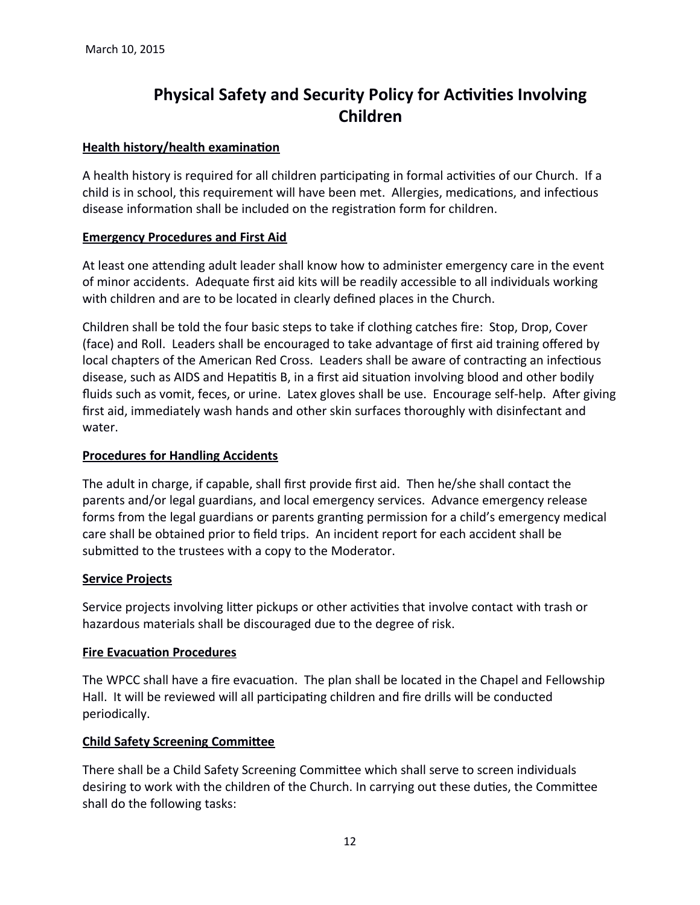March 10, 2015

# Physical Safety and Security Policy for Activities Involving Children

**Health history/health examination**

A health history is required for all children participating in formal activities of our Church. If a child is in school, this requirement will have been met. Allergies, medications, and infectious disease information shall be included on the registration form for children.

**Emergency Procedures and First Aid**

At least one attending adult leader shall know how to administer emergency care in the event of minor accidents. Adequate first aid kits will be readily accessible to all individuals working with children and are to be located in clearly defined places in the Church.

Children shall be told the four basic steps to take if clothing catches fire: Stop, Drop, Cover (face) and Roll. Leaders shall be encouraged to take advantage of first aid training offered by local chapters of the American Red Cross. Leaders shall be aware of contracting an infectious disease, such as AIDS and Hepatitis B, in a first aid situation involving blood and other bodily fluids such as vomit, feces, or urine. Latex gloves shall be use. Encourage self-help. After giving first aid, immediately wash hands and other skin surfaces thoroughly with disinfectant and water.

**Procedures for Handling Accidents**

The adult in charge, if capable, shall first provide first aid. Then he/she shall contact the parents and/or legal guardians, and local emergency services. Advance emergency release forms from the legal guardians or parents granting permission for a child's emergency medical care shall be obtained prior to field trips. An incident report for each accident shall be submitted to the trustees with a copy to the Moderator.

**Service Projects**

Service projects involving litter pickups or other activities that involve contact with trash or hazardous materials shall be discouraged due to the degree of risk.

**Fire Evacuation Procedures**

The WPCC shall have a fire evacuation. The plan shall be located in the Chapel and Fellowship Hall. It will be reviewed will all participating children and fire drills will be conducted periodically.

**Child Safety Screening Committee**

There shall be a Child Safety Screening Committee which shall serve to screen individuals desiring to work with the children of the Church. In carrying out these duties, the Committee shall do the following tasks: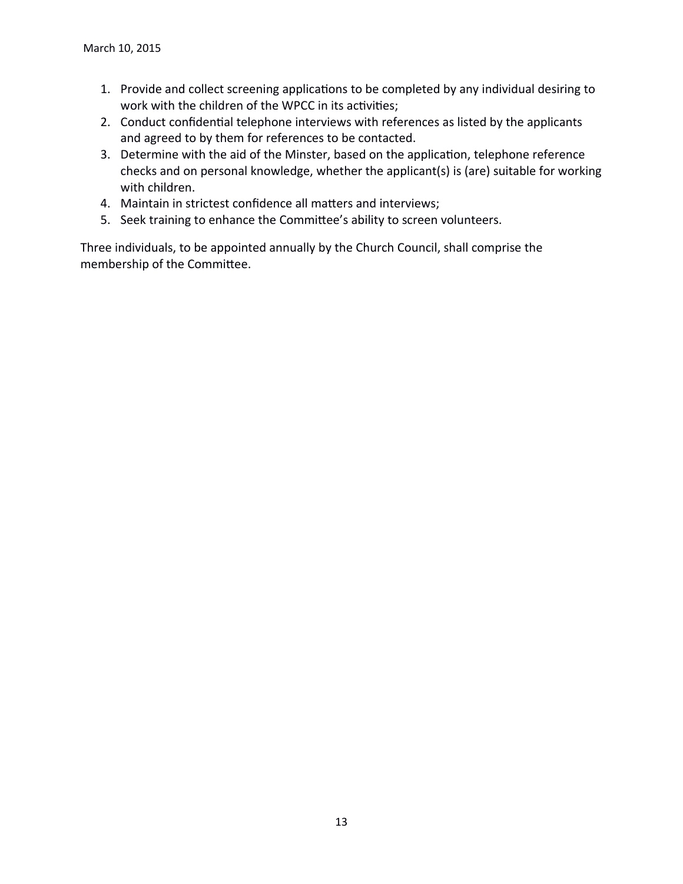1. Provide and collect screening applications to be completed by any individual desiring to work with the children of the WPCC in its activities;
2. Conduct confidential telephone interviews with references as listed by the applicants and agreed to by them for references to be contacted.
3. Determine with the aid of the Minster, based on the application, telephone reference checks and on personal knowledge, whether the applicant(s) is (are) suitable for working with children.
4. Maintain in strictest confidence all matters and interviews;
5. Seek training to enhance the Committee's ability to screen volunteers.

Three individuals, to be appointed annually by the Church Council, shall comprise the membership of the Committee.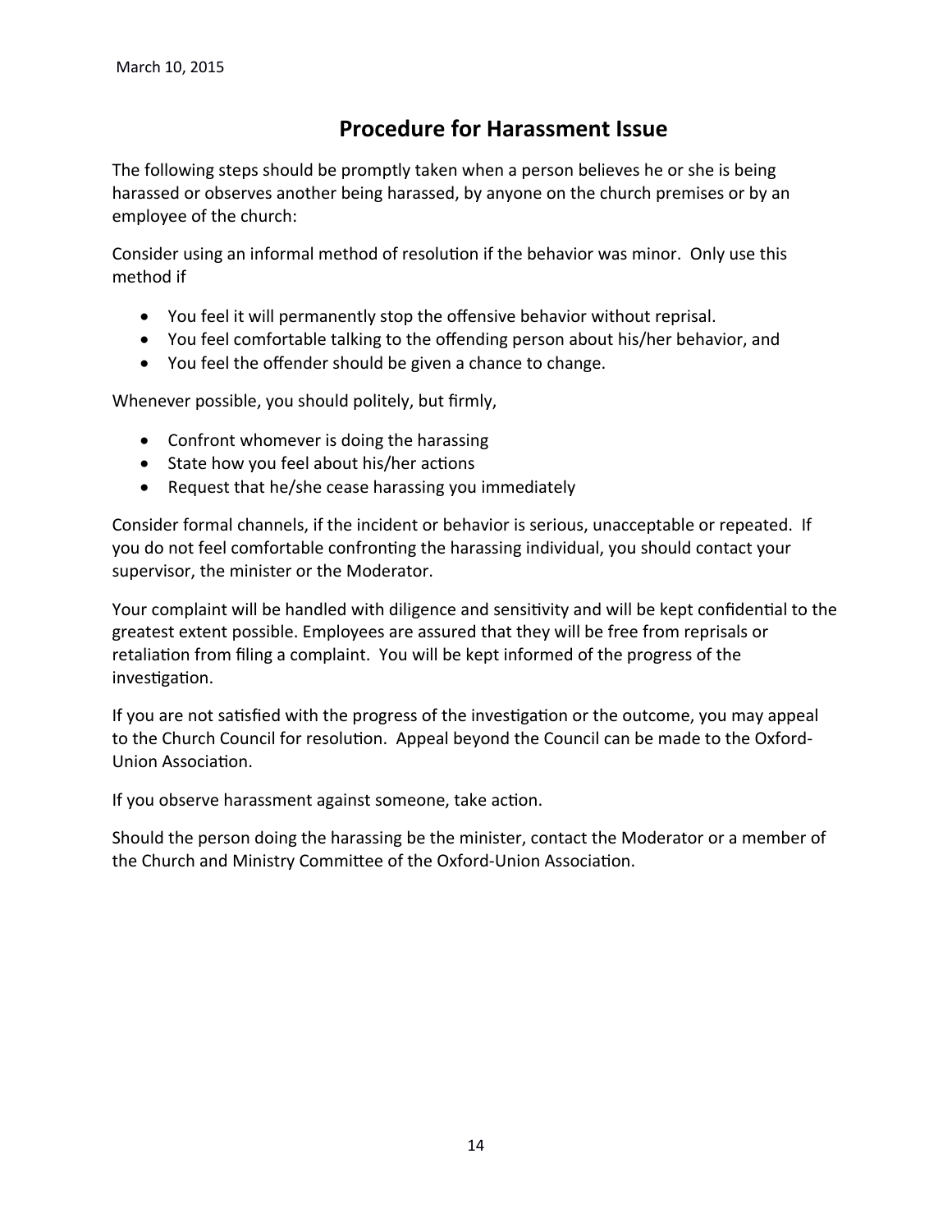March 10, 2015

## Procedure for Harassment Issue

The following steps should be promptly taken when a person believes he or she is being harassed or observes another being harassed, by anyone on the church premises or by an employee of the church:

Consider using an informal method of resolution if the behavior was minor. Only use this method if

- You feel it will permanently stop the offensive behavior without reprisal.
- You feel comfortable talking to the offending person about his/her behavior, and
- You feel the offender should be given a chance to change.

Whenever possible, you should politely, but firmly,

- Confront whomever is doing the harassing
- State how you feel about his/her actions
- Request that he/she cease harassing you immediately

Consider formal channels, if the incident or behavior is serious, unacceptable or repeated. If you do not feel comfortable confronting the harassing individual, you should contact your supervisor, the minister or the Moderator.

Your complaint will be handled with diligence and sensitivity and will be kept confidential to the greatest extent possible. Employees are assured that they will be free from reprisals or retaliation from filing a complaint. You will be kept informed of the progress of the investigation.

If you are not satisfied with the progress of the investigation or the outcome, you may appeal to the Church Council for resolution. Appeal beyond the Council can be made to the Oxford-Union Association.

If you observe harassment against someone, take action.

Should the person doing the harassing be the minister, contact the Moderator or a member of the Church and Ministry Committee of the Oxford-Union Association.